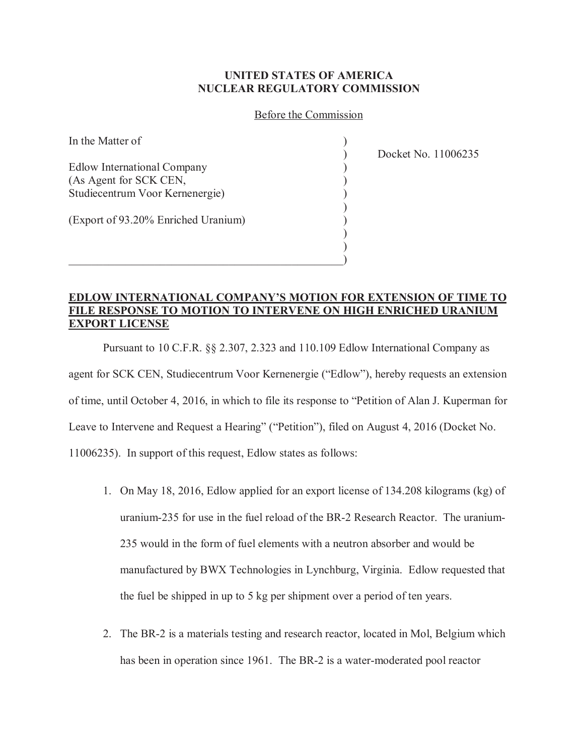**UNITED STATES OF AMERICA**
**NUCLEAR REGULATORY COMMISSION**

Before the Commission

| | |
|---|---|
| In the Matter of<br><br>Edlow International Company<br>(As Agent for SCK CEN,<br>Studiecentrum Voor Kernenergie)<br><br>(Export of 93.20% Enriched Uranium) | Docket No. 11006235 |

**EDLOW INTERNATIONAL COMPANY'S MOTION FOR EXTENSION OF TIME TO FILE RESPONSE TO MOTION TO INTERVENE ON HIGH ENRICHED URANIUM EXPORT LICENSE**

Pursuant to 10 C.F.R. §§ 2.307, 2.323 and 110.109 Edlow International Company as agent for SCK CEN, Studiecentrum Voor Kernenergie ("Edlow"), hereby requests an extension of time, until October 4, 2016, in which to file its response to "Petition of Alan J. Kuperman for Leave to Intervene and Request a Hearing" ("Petition"), filed on August 4, 2016 (Docket No. 11006235). In support of this request, Edlow states as follows:

1. On May 18, 2016, Edlow applied for an export license of 134.208 kilograms (kg) of uranium-235 for use in the fuel reload of the BR-2 Research Reactor. The uranium-235 would in the form of fuel elements with a neutron absorber and would be manufactured by BWX Technologies in Lynchburg, Virginia. Edlow requested that the fuel be shipped in up to 5 kg per shipment over a period of ten years.

2. The BR-2 is a materials testing and research reactor, located in Mol, Belgium which has been in operation since 1961. The BR-2 is a water-moderated pool reactor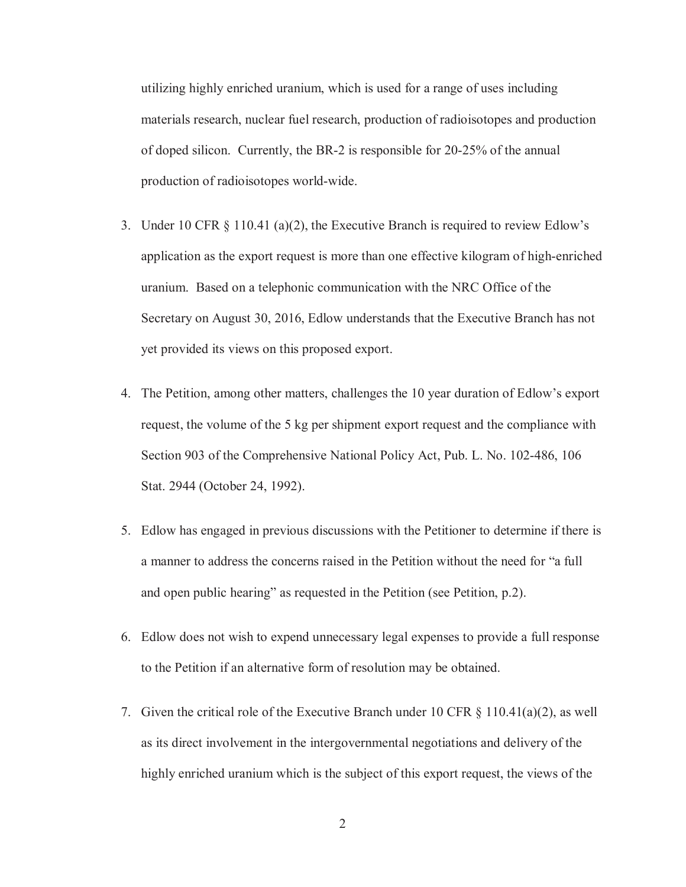utilizing highly enriched uranium, which is used for a range of uses including materials research, nuclear fuel research, production of radioisotopes and production of doped silicon. Currently, the BR-2 is responsible for 20-25% of the annual production of radioisotopes world-wide.

3. Under 10 CFR § 110.41 (a)(2), the Executive Branch is required to review Edlow's application as the export request is more than one effective kilogram of high-enriched uranium. Based on a telephonic communication with the NRC Office of the Secretary on August 30, 2016, Edlow understands that the Executive Branch has not yet provided its views on this proposed export.

4. The Petition, among other matters, challenges the 10 year duration of Edlow's export request, the volume of the 5 kg per shipment export request and the compliance with Section 903 of the Comprehensive National Policy Act, Pub. L. No. 102-486, 106 Stat. 2944 (October 24, 1992).

5. Edlow has engaged in previous discussions with the Petitioner to determine if there is a manner to address the concerns raised in the Petition without the need for "a full and open public hearing" as requested in the Petition (see Petition, p.2).

6. Edlow does not wish to expend unnecessary legal expenses to provide a full response to the Petition if an alternative form of resolution may be obtained.

7. Given the critical role of the Executive Branch under 10 CFR § 110.41(a)(2), as well as its direct involvement in the intergovernmental negotiations and delivery of the highly enriched uranium which is the subject of this export request, the views of the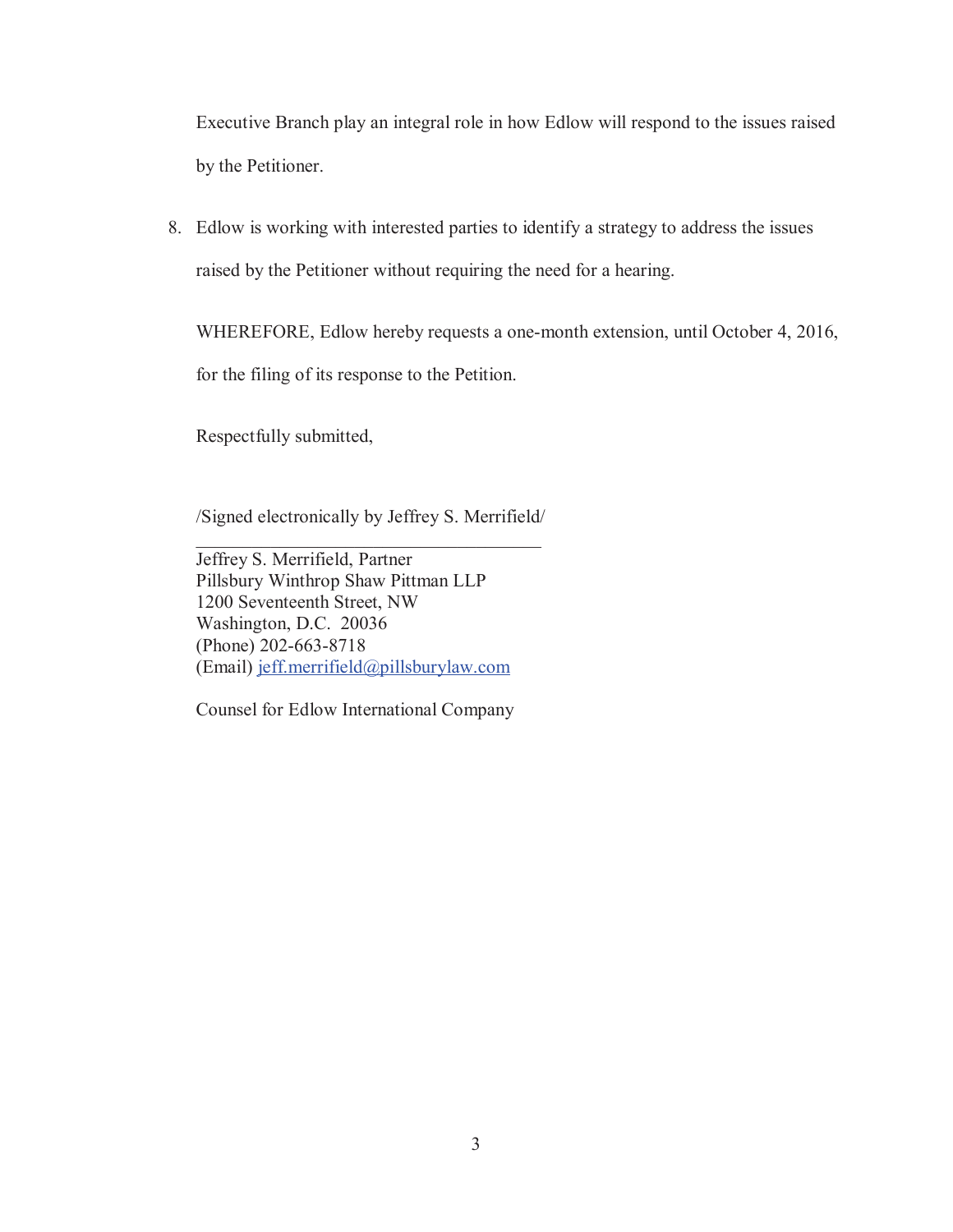Executive Branch play an integral role in how Edlow will respond to the issues raised by the Petitioner.

8. Edlow is working with interested parties to identify a strategy to address the issues raised by the Petitioner without requiring the need for a hearing.

WHEREFORE, Edlow hereby requests a one-month extension, until October 4, 2016, for the filing of its response to the Petition.

Respectfully submitted,

/Signed electronically by Jeffrey S. Merrifield/

Jeffrey S. Merrifield, Partner
Pillsbury Winthrop Shaw Pittman LLP
1200 Seventeenth Street, NW
Washington, D.C. 20036
(Phone) 202-663-8718
(Email) jeff.merrifield@pillsburylaw.com

Counsel for Edlow International Company